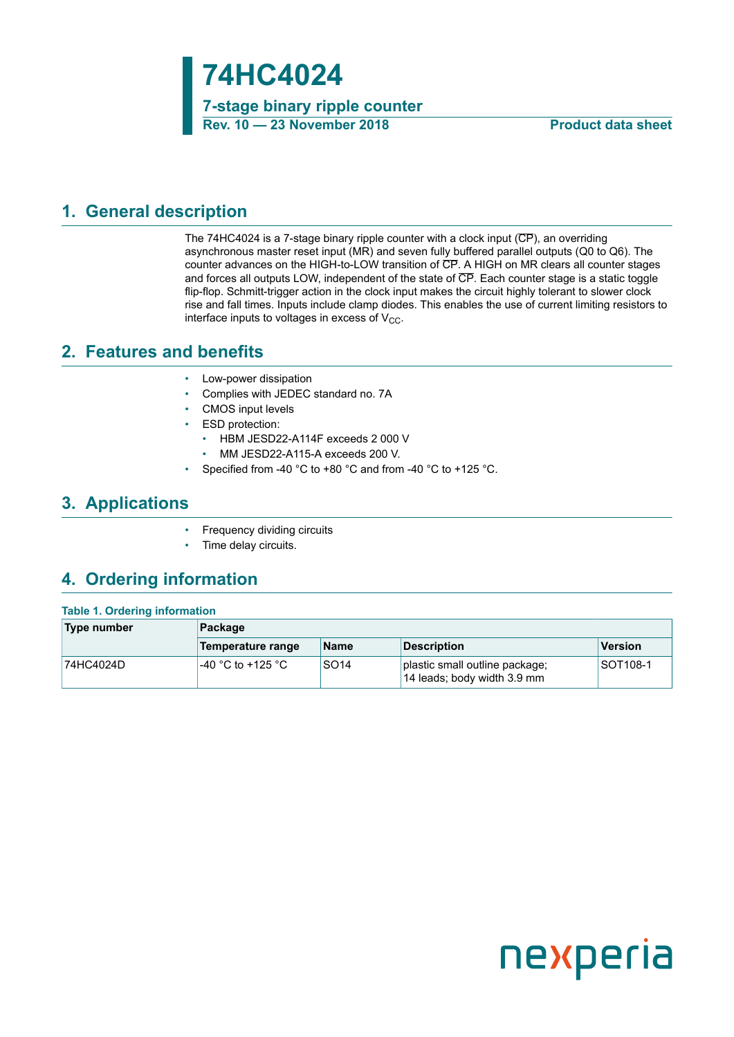# 74HC4024

## 7-stage binary ripple counter

**Rev. 10 — 23 November 2018** **Product data sheet**

## 1. General description

The 74HC4024 is a 7-stage binary ripple counter with a clock input ($\overline{CP}$), an overriding asynchronous master reset input (MR) and seven fully buffered parallel outputs (Q0 to Q6). The counter advances on the HIGH-to-LOW transition of $\overline{CP}$. A HIGH on MR clears all counter stages and forces all outputs LOW, independent of the state of $\overline{CP}$. Each counter stage is a static toggle flip-flop. Schmitt-trigger action in the clock input makes the circuit highly tolerant to slower clock rise and fall times. Inputs include clamp diodes. This enables the use of current limiting resistors to interface inputs to voltages in excess of $V_{CC}$.

## 2. Features and benefits

- Low-power dissipation
- Complies with JEDEC standard no. 7A
- CMOS input levels
- ESD protection:
  - HBM JESD22-A114F exceeds 2 000 V
  - MM JESD22-A115-A exceeds 200 V.
- Specified from -40 °C to +80 °C and from -40 °C to +125 °C.

## 3. Applications

- Frequency dividing circuits
- Time delay circuits.

## 4. Ordering information

**Table 1. Ordering information**

| Type number | Package | | | |
|---|---|---|---|---|
| | Temperature range | Name | Description | Version |
| 74HC4024D | -40 °C to +125 °C | SO14 | plastic small outline package; 14 leads; body width 3.9 mm | SOT108-1 |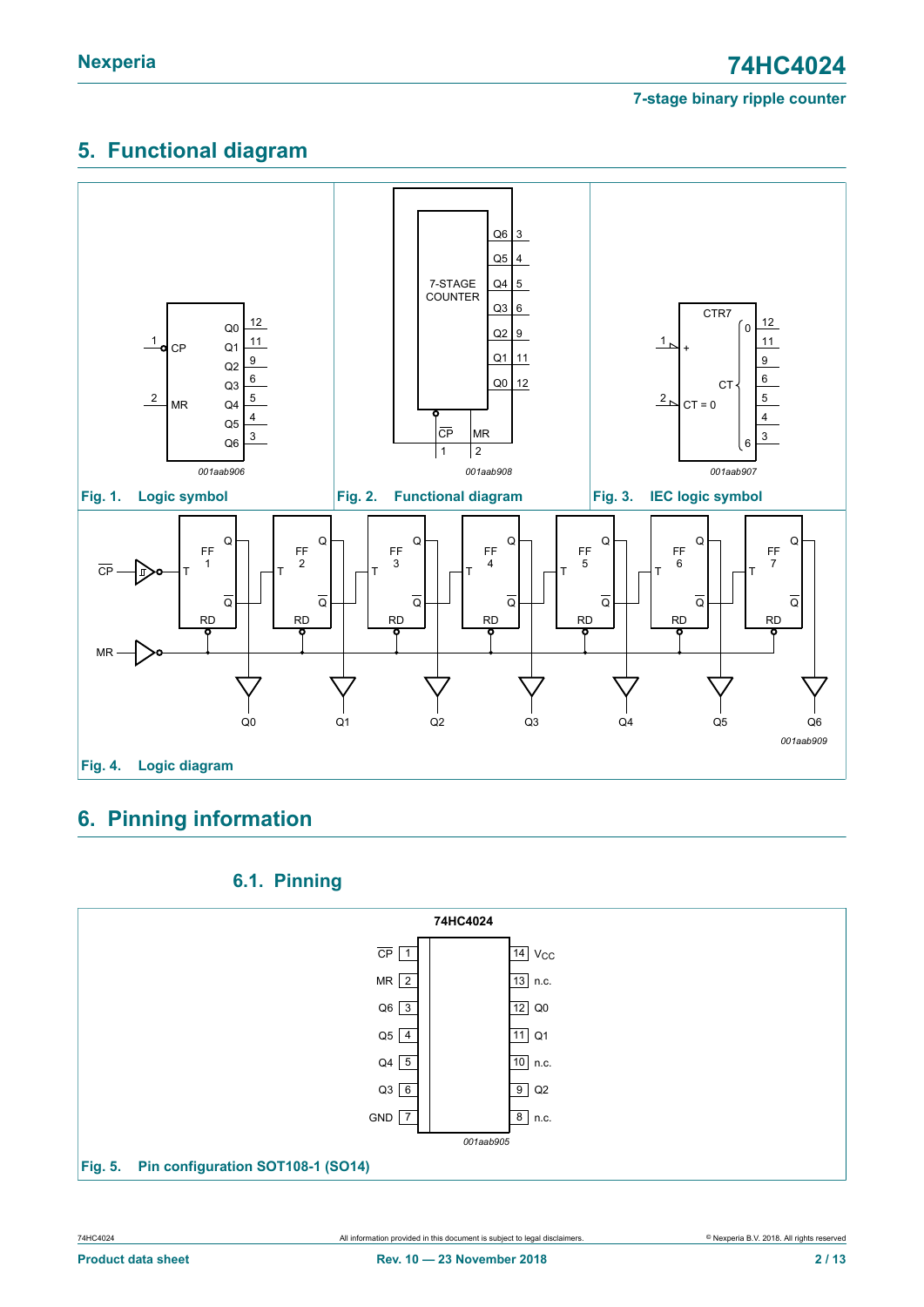## 5. Functional diagram

Fig. 1. Logic symbol

Fig. 2. Functional diagram

Fig. 3. IEC logic symbol

Fig. 4. Logic diagram

## 6. Pinning information

### 6.1. Pinning

Fig. 5. Pin configuration SOT108-1 (SO14)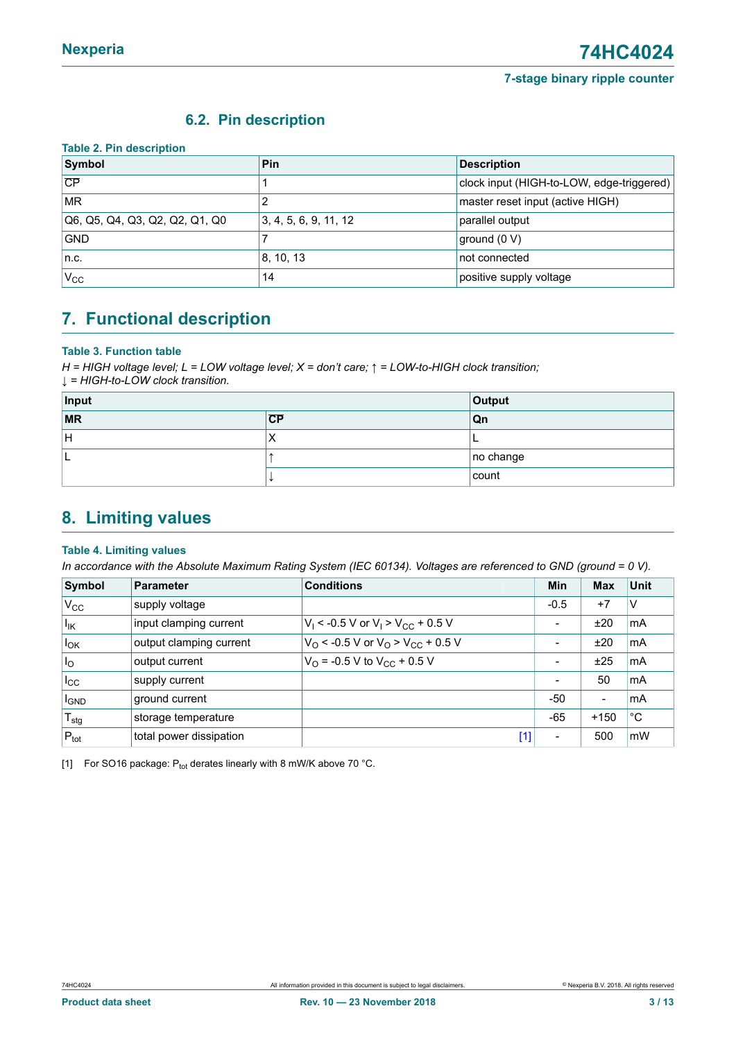### 6.2. Pin description

**Table 2. Pin description**

| Symbol | Pin | Description |
|---|---|---|
| $\overline{CP}$ | 1 | clock input (HIGH-to-LOW, edge-triggered) |
| MR | 2 | master reset input (active HIGH) |
| Q6, Q5, Q4, Q3, Q2, Q2, Q1, Q0 | 3, 4, 5, 6, 9, 11, 12 | parallel output |
| GND | 7 | ground (0 V) |
| n.c. | 8, 10, 13 | not connected |
| $V_{CC}$ | 14 | positive supply voltage |

## 7. Functional description

**Table 3. Function table**

*H = HIGH voltage level; L = LOW voltage level; X = don't care; ↑ = LOW-to-HIGH clock transition; ↓ = HIGH-to-LOW clock transition.*

| Input | | Output |
|---|---|---|
| **MR** | **$\overline{CP}$** | **Qn** |
| H | X | L |
| L | ↑ | no change |
| | ↓ | count |

## 8. Limiting values

**Table 4. Limiting values**

*In accordance with the Absolute Maximum Rating System (IEC 60134). Voltages are referenced to GND (ground = 0 V).*

| Symbol | Parameter | Conditions | | Min | Max | Unit |
|---|---|---|---|---|---|---|
| $V_{CC}$ | supply voltage | | | -0.5 | +7 | V |
| $I_{IK}$ | input clamping current | $V_I$ < -0.5 V or $V_I$ > $V_{CC}$ + 0.5 V | | - | ±20 | mA |
| $I_{OK}$ | output clamping current | $V_O$ < -0.5 V or $V_O$ > $V_{CC}$ + 0.5 V | | - | ±20 | mA |
| $I_O$ | output current | $V_O$ = -0.5 V to $V_{CC}$ + 0.5 V | | - | ±25 | mA |
| $I_{CC}$ | supply current | | | - | 50 | mA |
| $I_{GND}$ | ground current | | | -50 | - | mA |
| $T_{stg}$ | storage temperature | | | -65 | +150 | °C |
| $P_{tot}$ | total power dissipation | | [1] | - | 500 | mW |

[1] For SO16 package: $P_{tot}$ derates linearly with 8 mW/K above 70 °C.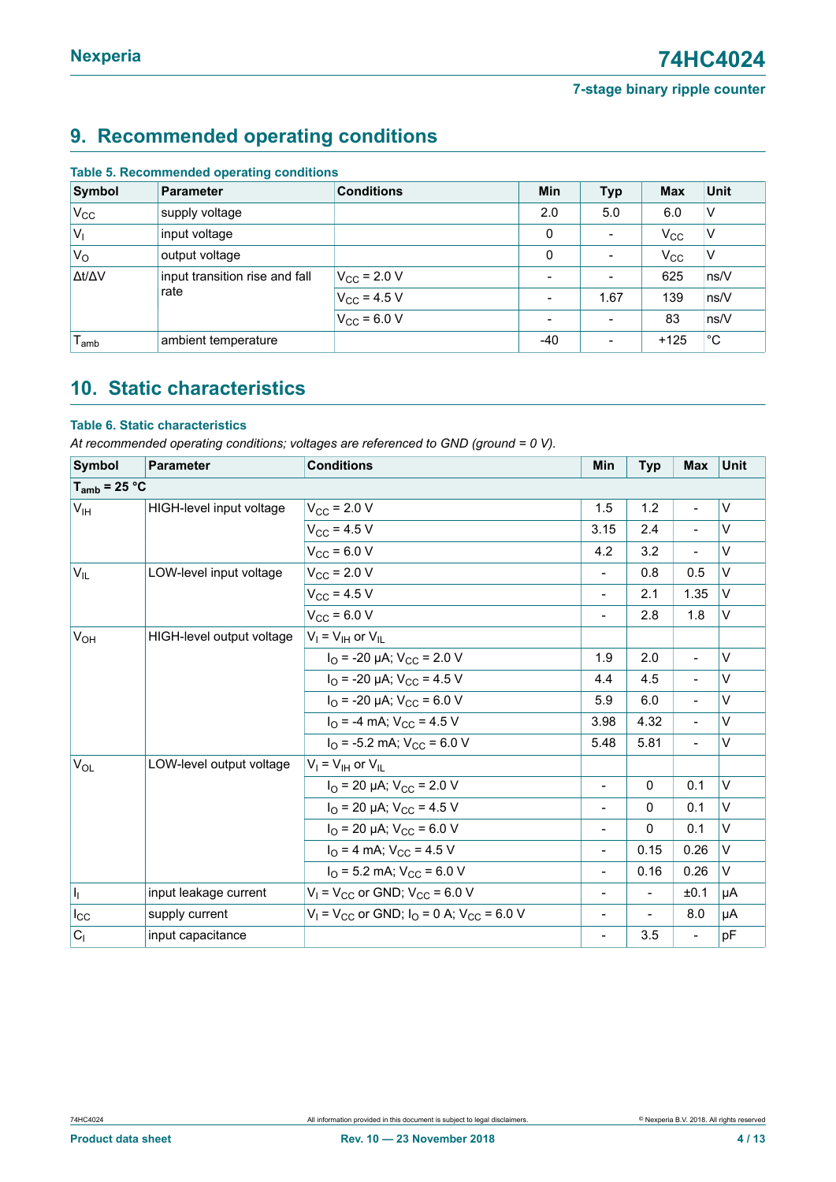## 9. Recommended operating conditions

**Table 5. Recommended operating conditions**

| Symbol | Parameter | Conditions | Min | Typ | Max | Unit |
|---|---|---|---|---|---|---|
| $V_{CC}$ | supply voltage | | 2.0 | 5.0 | 6.0 | V |
| $V_I$ | input voltage | | 0 | - | $V_{CC}$ | V |
| $V_O$ | output voltage | | 0 | - | $V_{CC}$ | V |
| $\Delta t/\Delta V$ | input transition rise and fall rate | $V_{CC}$ = 2.0 V | - | - | 625 | ns/V |
| | | $V_{CC}$ = 4.5 V | - | 1.67 | 139 | ns/V |
| | | $V_{CC}$ = 6.0 V | - | - | 83 | ns/V |
| $T_{amb}$ | ambient temperature | | -40 | - | +125 | °C |

## 10. Static characteristics

**Table 6. Static characteristics**

*At recommended operating conditions; voltages are referenced to GND (ground = 0 V).*

| Symbol | Parameter | Conditions | Min | Typ | Max | Unit |
|---|---|---|---|---|---|---|
| **$T_{amb}$ = 25 °C** | | | | | | |
| $V_{IH}$ | HIGH-level input voltage | $V_{CC}$ = 2.0 V | 1.5 | 1.2 | - | V |
| | | $V_{CC}$ = 4.5 V | 3.15 | 2.4 | - | V |
| | | $V_{CC}$ = 6.0 V | 4.2 | 3.2 | - | V |
| $V_{IL}$ | LOW-level input voltage | $V_{CC}$ = 2.0 V | - | 0.8 | 0.5 | V |
| | | $V_{CC}$ = 4.5 V | - | 2.1 | 1.35 | V |
| | | $V_{CC}$ = 6.0 V | - | 2.8 | 1.8 | V |
| $V_{OH}$ | HIGH-level output voltage | $V_I$ = $V_{IH}$ or $V_{IL}$ | | | | |
| | | $I_O$ = -20 μA; $V_{CC}$ = 2.0 V | 1.9 | 2.0 | - | V |
| | | $I_O$ = -20 μA; $V_{CC}$ = 4.5 V | 4.4 | 4.5 | - | V |
| | | $I_O$ = -20 μA; $V_{CC}$ = 6.0 V | 5.9 | 6.0 | - | V |
| | | $I_O$ = -4 mA; $V_{CC}$ = 4.5 V | 3.98 | 4.32 | - | V |
| | | $I_O$ = -5.2 mA; $V_{CC}$ = 6.0 V | 5.48 | 5.81 | - | V |
| $V_{OL}$ | LOW-level output voltage | $V_I$ = $V_{IH}$ or $V_{IL}$ | | | | |
| | | $I_O$ = 20 μA; $V_{CC}$ = 2.0 V | - | 0 | 0.1 | V |
| | | $I_O$ = 20 μA; $V_{CC}$ = 4.5 V | - | 0 | 0.1 | V |
| | | $I_O$ = 20 μA; $V_{CC}$ = 6.0 V | - | 0 | 0.1 | V |
| | | $I_O$ = 4 mA; $V_{CC}$ = 4.5 V | - | 0.15 | 0.26 | V |
| | | $I_O$ = 5.2 mA; $V_{CC}$ = 6.0 V | - | 0.16 | 0.26 | V |
| $I_I$ | input leakage current | $V_I$ = $V_{CC}$ or GND; $V_{CC}$ = 6.0 V | - | - | ±0.1 | μA |
| $I_{CC}$ | supply current | $V_I$ = $V_{CC}$ or GND; $I_O$ = 0 A; $V_{CC}$ = 6.0 V | - | - | 8.0 | μA |
| $C_I$ | input capacitance | | - | 3.5 | - | pF |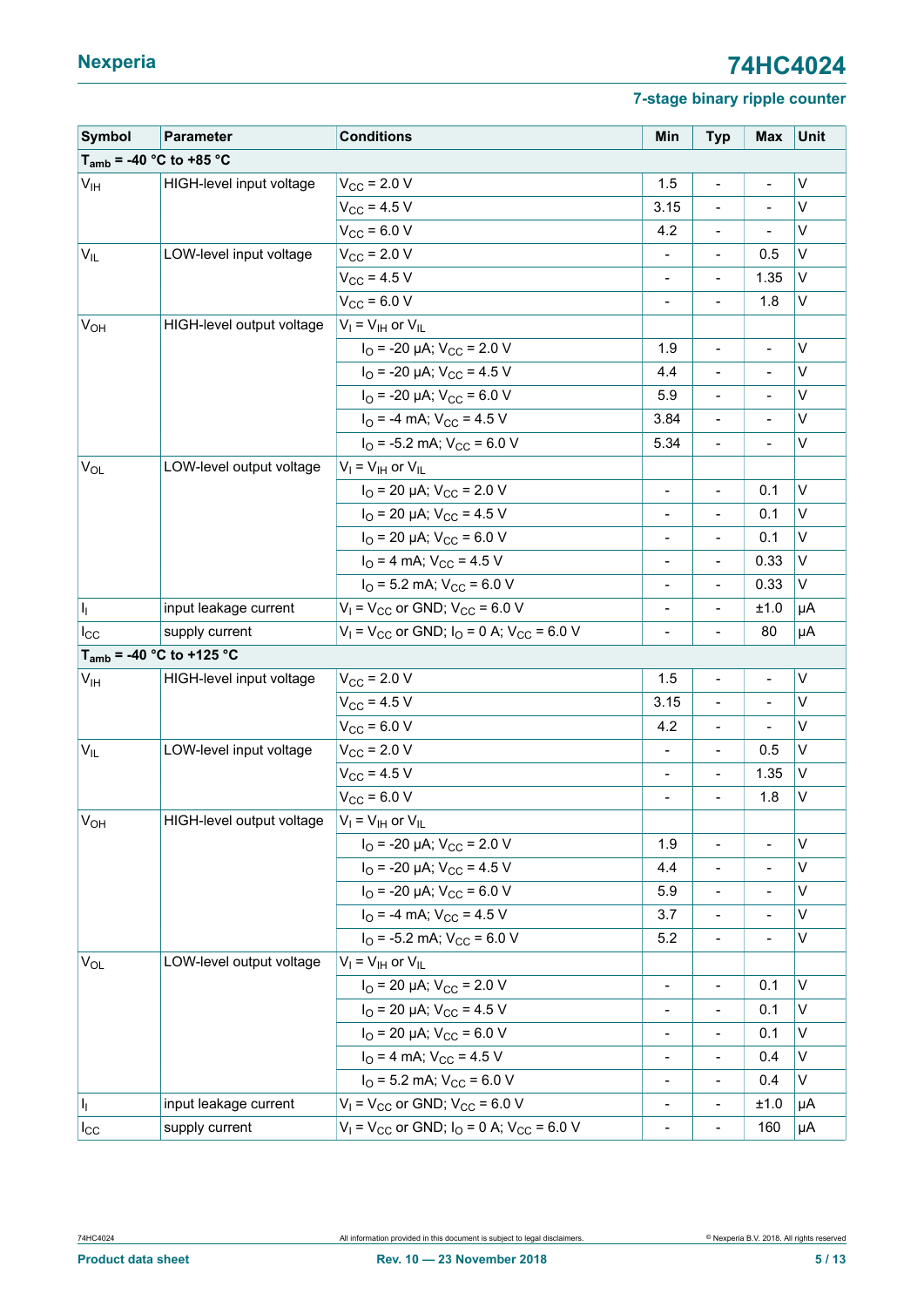| Symbol | Parameter | Conditions | Min | Typ | Max | Unit |
|---|---|---|---|---|---|---|
| $T_{amb}$ = -40 °C to +85 °C | | | | | | |
| $V_{IH}$ | HIGH-level input voltage | $V_{CC}$ = 2.0 V | 1.5 | - | - | V |
| | | $V_{CC}$ = 4.5 V | 3.15 | - | - | V |
| | | $V_{CC}$ = 6.0 V | 4.2 | - | - | V |
| $V_{IL}$ | LOW-level input voltage | $V_{CC}$ = 2.0 V | - | - | 0.5 | V |
| | | $V_{CC}$ = 4.5 V | - | - | 1.35 | V |
| | | $V_{CC}$ = 6.0 V | - | - | 1.8 | V |
| $V_{OH}$ | HIGH-level output voltage | $V_I$ = $V_{IH}$ or $V_{IL}$ | | | | |
| | | $I_O$ = -20 μA; $V_{CC}$ = 2.0 V | 1.9 | - | - | V |
| | | $I_O$ = -20 μA; $V_{CC}$ = 4.5 V | 4.4 | - | - | V |
| | | $I_O$ = -20 μA; $V_{CC}$ = 6.0 V | 5.9 | - | - | V |
| | | $I_O$ = -4 mA; $V_{CC}$ = 4.5 V | 3.84 | - | - | V |
| | | $I_O$ = -5.2 mA; $V_{CC}$ = 6.0 V | 5.34 | - | - | V |
| $V_{OL}$ | LOW-level output voltage | $V_I$ = $V_{IH}$ or $V_{IL}$ | | | | |
| | | $I_O$ = 20 μA; $V_{CC}$ = 2.0 V | - | - | 0.1 | V |
| | | $I_O$ = 20 μA; $V_{CC}$ = 4.5 V | - | - | 0.1 | V |
| | | $I_O$ = 20 μA; $V_{CC}$ = 6.0 V | - | - | 0.1 | V |
| | | $I_O$ = 4 mA; $V_{CC}$ = 4.5 V | - | - | 0.33 | V |
| | | $I_O$ = 5.2 mA; $V_{CC}$ = 6.0 V | - | - | 0.33 | V |
| $I_I$ | input leakage current | $V_I$ = $V_{CC}$ or GND; $V_{CC}$ = 6.0 V | - | - | ±1.0 | μA |
| $I_{CC}$ | supply current | $V_I$ = $V_{CC}$ or GND; $I_O$ = 0 A; $V_{CC}$ = 6.0 V | - | - | 80 | μA |
| $T_{amb}$ = -40 °C to +125 °C | | | | | | |
| $V_{IH}$ | HIGH-level input voltage | $V_{CC}$ = 2.0 V | 1.5 | - | - | V |
| | | $V_{CC}$ = 4.5 V | 3.15 | - | - | V |
| | | $V_{CC}$ = 6.0 V | 4.2 | - | - | V |
| $V_{IL}$ | LOW-level input voltage | $V_{CC}$ = 2.0 V | - | - | 0.5 | V |
| | | $V_{CC}$ = 4.5 V | - | - | 1.35 | V |
| | | $V_{CC}$ = 6.0 V | - | - | 1.8 | V |
| $V_{OH}$ | HIGH-level output voltage | $V_I$ = $V_{IH}$ or $V_{IL}$ | | | | |
| | | $I_O$ = -20 μA; $V_{CC}$ = 2.0 V | 1.9 | - | - | V |
| | | $I_O$ = -20 μA; $V_{CC}$ = 4.5 V | 4.4 | - | - | V |
| | | $I_O$ = -20 μA; $V_{CC}$ = 6.0 V | 5.9 | - | - | V |
| | | $I_O$ = -4 mA; $V_{CC}$ = 4.5 V | 3.7 | - | - | V |
| | | $I_O$ = -5.2 mA; $V_{CC}$ = 6.0 V | 5.2 | - | - | V |
| $V_{OL}$ | LOW-level output voltage | $V_I$ = $V_{IH}$ or $V_{IL}$ | | | | |
| | | $I_O$ = 20 μA; $V_{CC}$ = 2.0 V | - | - | 0.1 | V |
| | | $I_O$ = 20 μA; $V_{CC}$ = 4.5 V | - | - | 0.1 | V |
| | | $I_O$ = 20 μA; $V_{CC}$ = 6.0 V | - | - | 0.1 | V |
| | | $I_O$ = 4 mA; $V_{CC}$ = 4.5 V | - | - | 0.4 | V |
| | | $I_O$ = 5.2 mA; $V_{CC}$ = 6.0 V | - | - | 0.4 | V |
| $I_I$ | input leakage current | $V_I$ = $V_{CC}$ or GND; $V_{CC}$ = 6.0 V | - | - | ±1.0 | μA |
| $I_{CC}$ | supply current | $V_I$ = $V_{CC}$ or GND; $I_O$ = 0 A; $V_{CC}$ = 6.0 V | - | - | 160 | μA |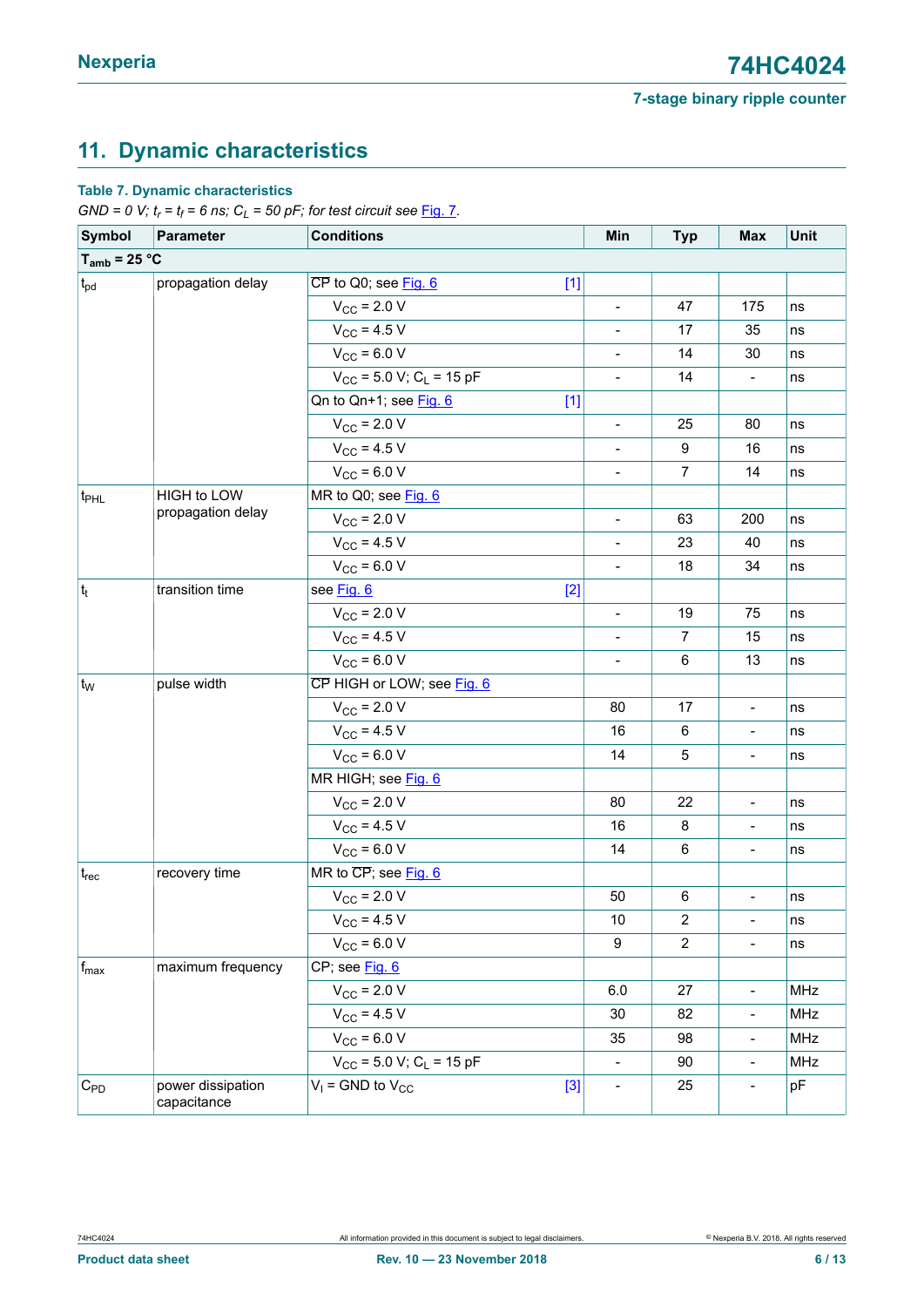## 11. Dynamic characteristics

**Table 7. Dynamic characteristics**

*GND = 0 V; $t_r$ = $t_f$ = 6 ns; $C_L$ = 50 pF; for test circuit see Fig. 7.*

| Symbol | Parameter | Conditions | | Min | Typ | Max | Unit |
|---|---|---|---|---|---|---|---|
| **$T_{amb}$ = 25 °C** | | | | | | | |
| $t_{pd}$ | propagation delay | $\overline{CP}$ to Q0; see Fig. 6 | [1] | | | | |
| | | $V_{CC}$ = 2.0 V | | - | 47 | 175 | ns |
| | | $V_{CC}$ = 4.5 V | | - | 17 | 35 | ns |
| | | $V_{CC}$ = 6.0 V | | - | 14 | 30 | ns |
| | | $V_{CC}$ = 5.0 V; $C_L$ = 15 pF | | - | 14 | - | ns |
| | | Qn to Qn+1; see Fig. 6 | [1] | | | | |
| | | $V_{CC}$ = 2.0 V | | - | 25 | 80 | ns |
| | | $V_{CC}$ = 4.5 V | | - | 9 | 16 | ns |
| | | $V_{CC}$ = 6.0 V | | - | 7 | 14 | ns |
| $t_{PHL}$ | HIGH to LOW propagation delay | MR to Q0; see Fig. 6 | | | | | |
| | | $V_{CC}$ = 2.0 V | | - | 63 | 200 | ns |
| | | $V_{CC}$ = 4.5 V | | - | 23 | 40 | ns |
| | | $V_{CC}$ = 6.0 V | | - | 18 | 34 | ns |
| $t_t$ | transition time | see Fig. 6 | [2] | | | | |
| | | $V_{CC}$ = 2.0 V | | - | 19 | 75 | ns |
| | | $V_{CC}$ = 4.5 V | | - | 7 | 15 | ns |
| | | $V_{CC}$ = 6.0 V | | - | 6 | 13 | ns |
| $t_W$ | pulse width | $\overline{CP}$ HIGH or LOW; see Fig. 6 | | | | | |
| | | $V_{CC}$ = 2.0 V | | 80 | 17 | - | ns |
| | | $V_{CC}$ = 4.5 V | | 16 | 6 | - | ns |
| | | $V_{CC}$ = 6.0 V | | 14 | 5 | - | ns |
| | | MR HIGH; see Fig. 6 | | | | | |
| | | $V_{CC}$ = 2.0 V | | 80 | 22 | - | ns |
| | | $V_{CC}$ = 4.5 V | | 16 | 8 | - | ns |
| | | $V_{CC}$ = 6.0 V | | 14 | 6 | - | ns |
| $t_{rec}$ | recovery time | MR to $\overline{CP}$; see Fig. 6 | | | | | |
| | | $V_{CC}$ = 2.0 V | | 50 | 6 | - | ns |
| | | $V_{CC}$ = 4.5 V | | 10 | 2 | - | ns |
| | | $V_{CC}$ = 6.0 V | | 9 | 2 | - | ns |
| $f_{max}$ | maximum frequency | CP; see Fig. 6 | | | | | |
| | | $V_{CC}$ = 2.0 V | | 6.0 | 27 | - | MHz |
| | | $V_{CC}$ = 4.5 V | | 30 | 82 | - | MHz |
| | | $V_{CC}$ = 6.0 V | | 35 | 98 | - | MHz |
| | | $V_{CC}$ = 5.0 V; $C_L$ = 15 pF | | - | 90 | - | MHz |
| $C_{PD}$ | power dissipation capacitance | $V_I$ = GND to $V_{CC}$ | [3] | - | 25 | - | pF |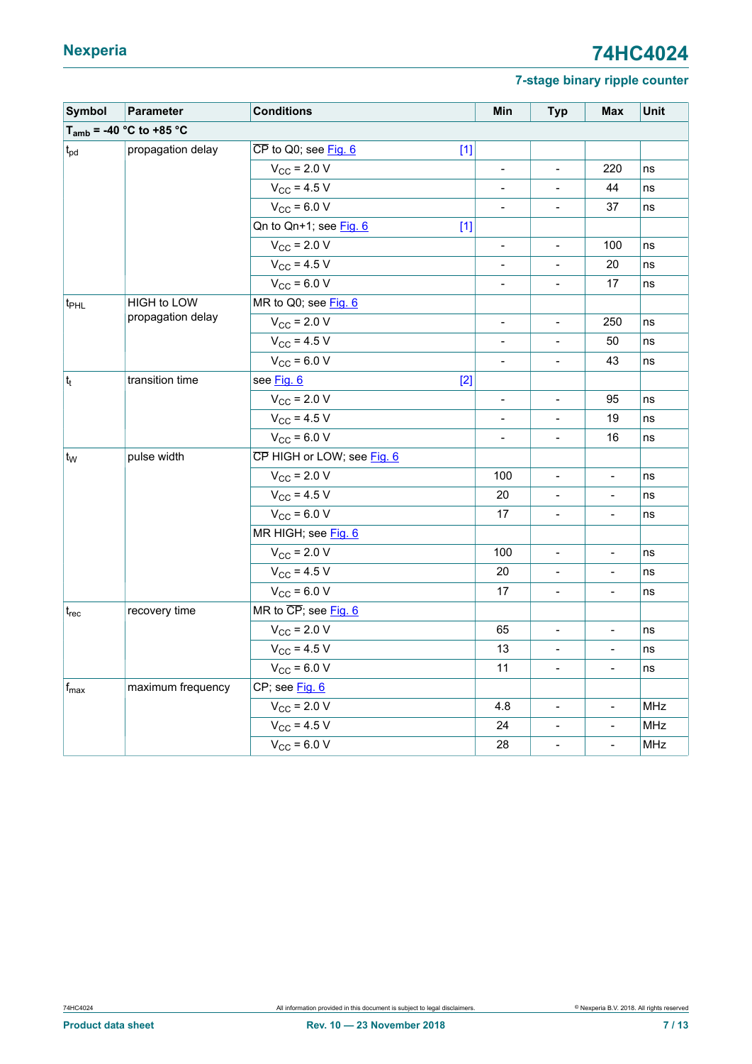| Symbol | Parameter | Conditions | Min | Typ | Max | Unit |
|---|---|---|---|---|---|---|
| $T_{amb}$ = -40 °C to +85 °C | | | | | | |
| $t_{pd}$ | propagation delay | $\overline{CP}$ to Q0; see Fig. 6 [1] | | | | |
| | | $V_{CC}$ = 2.0 V | - | - | 220 | ns |
| | | $V_{CC}$ = 4.5 V | - | - | 44 | ns |
| | | $V_{CC}$ = 6.0 V | - | - | 37 | ns |
| | | Qn to Qn+1; see Fig. 6 [1] | | | | |
| | | $V_{CC}$ = 2.0 V | - | - | 100 | ns |
| | | $V_{CC}$ = 4.5 V | - | - | 20 | ns |
| | | $V_{CC}$ = 6.0 V | - | - | 17 | ns |
| $t_{PHL}$ | HIGH to LOW propagation delay | MR to Q0; see Fig. 6 | | | | |
| | | $V_{CC}$ = 2.0 V | - | - | 250 | ns |
| | | $V_{CC}$ = 4.5 V | - | - | 50 | ns |
| | | $V_{CC}$ = 6.0 V | - | - | 43 | ns |
| $t_t$ | transition time | see Fig. 6 [2] | | | | |
| | | $V_{CC}$ = 2.0 V | - | - | 95 | ns |
| | | $V_{CC}$ = 4.5 V | - | - | 19 | ns |
| | | $V_{CC}$ = 6.0 V | - | - | 16 | ns |
| $t_W$ | pulse width | $\overline{CP}$ HIGH or LOW; see Fig. 6 | | | | |
| | | $V_{CC}$ = 2.0 V | 100 | - | - | ns |
| | | $V_{CC}$ = 4.5 V | 20 | - | - | ns |
| | | $V_{CC}$ = 6.0 V | 17 | - | - | ns |
| | | MR HIGH; see Fig. 6 | | | | |
| | | $V_{CC}$ = 2.0 V | 100 | - | - | ns |
| | | $V_{CC}$ = 4.5 V | 20 | - | - | ns |
| | | $V_{CC}$ = 6.0 V | 17 | - | - | ns |
| $t_{rec}$ | recovery time | MR to $\overline{CP}$; see Fig. 6 | | | | |
| | | $V_{CC}$ = 2.0 V | 65 | - | - | ns |
| | | $V_{CC}$ = 4.5 V | 13 | - | - | ns |
| | | $V_{CC}$ = 6.0 V | 11 | - | - | ns |
| $f_{max}$ | maximum frequency | CP; see Fig. 6 | | | | |
| | | $V_{CC}$ = 2.0 V | 4.8 | - | - | MHz |
| | | $V_{CC}$ = 4.5 V | 24 | - | - | MHz |
| | | $V_{CC}$ = 6.0 V | 28 | - | - | MHz |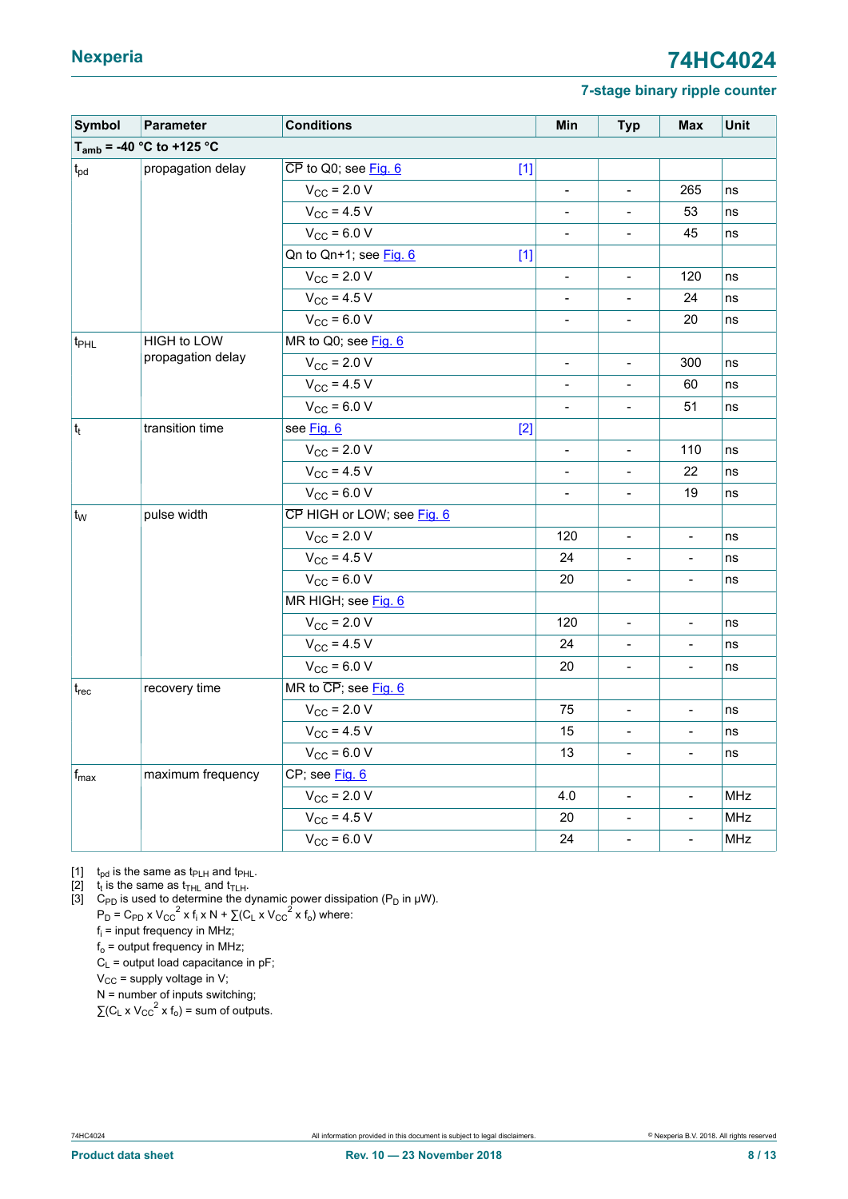| Symbol | Parameter | Conditions | Min | Typ | Max | Unit |
|---|---|---|---|---|---|---|
| $T_{amb}$ = -40 °C to +125 °C | | | | | | |
| $t_{pd}$ | propagation delay | $\overline{CP}$ to Q0; see Fig. 6 [1] | | | | |
| | | $V_{CC}$ = 2.0 V | - | - | 265 | ns |
| | | $V_{CC}$ = 4.5 V | - | - | 53 | ns |
| | | $V_{CC}$ = 6.0 V | - | - | 45 | ns |
| | | Qn to Qn+1; see Fig. 6 [1] | | | | |
| | | $V_{CC}$ = 2.0 V | - | - | 120 | ns |
| | | $V_{CC}$ = 4.5 V | - | - | 24 | ns |
| | | $V_{CC}$ = 6.0 V | - | - | 20 | ns |
| $t_{PHL}$ | HIGH to LOW propagation delay | MR to Q0; see Fig. 6 | | | | |
| | | $V_{CC}$ = 2.0 V | - | - | 300 | ns |
| | | $V_{CC}$ = 4.5 V | - | - | 60 | ns |
| | | $V_{CC}$ = 6.0 V | - | - | 51 | ns |
| $t_t$ | transition time | see Fig. 6 [2] | | | | |
| | | $V_{CC}$ = 2.0 V | - | - | 110 | ns |
| | | $V_{CC}$ = 4.5 V | - | - | 22 | ns |
| | | $V_{CC}$ = 6.0 V | - | - | 19 | ns |
| $t_W$ | pulse width | $\overline{CP}$ HIGH or LOW; see Fig. 6 | | | | |
| | | $V_{CC}$ = 2.0 V | 120 | - | - | ns |
| | | $V_{CC}$ = 4.5 V | 24 | - | - | ns |
| | | $V_{CC}$ = 6.0 V | 20 | - | - | ns |
| | | MR HIGH; see Fig. 6 | | | | |
| | | $V_{CC}$ = 2.0 V | 120 | - | - | ns |
| | | $V_{CC}$ = 4.5 V | 24 | - | - | ns |
| | | $V_{CC}$ = 6.0 V | 20 | - | - | ns |
| $t_{rec}$ | recovery time | MR to $\overline{CP}$; see Fig. 6 | | | | |
| | | $V_{CC}$ = 2.0 V | 75 | - | - | ns |
| | | $V_{CC}$ = 4.5 V | 15 | - | - | ns |
| | | $V_{CC}$ = 6.0 V | 13 | - | - | ns |
| $f_{max}$ | maximum frequency | CP; see Fig. 6 | | | | |
| | | $V_{CC}$ = 2.0 V | 4.0 | - | - | MHz |
| | | $V_{CC}$ = 4.5 V | 20 | - | - | MHz |
| | | $V_{CC}$ = 6.0 V | 24 | - | - | MHz |

[1] $t_{pd}$ is the same as $t_{PLH}$ and $t_{PHL}$.

[2] $t_t$ is the same as $t_{THL}$ and $t_{TLH}$.

[3] $C_{PD}$ is used to determine the dynamic power dissipation ($P_D$ in μW).

$P_D = C_{PD} \times V_{CC}^2 \times f_i \times N + \sum(C_L \times V_{CC}^2 \times f_o)$ where:

$f_i$ = input frequency in MHz;

$f_o$ = output frequency in MHz;

$C_L$ = output load capacitance in pF;

$V_{CC}$ = supply voltage in V;

N = number of inputs switching;

$\sum(C_L \times V_{CC}^2 \times f_o)$ = sum of outputs.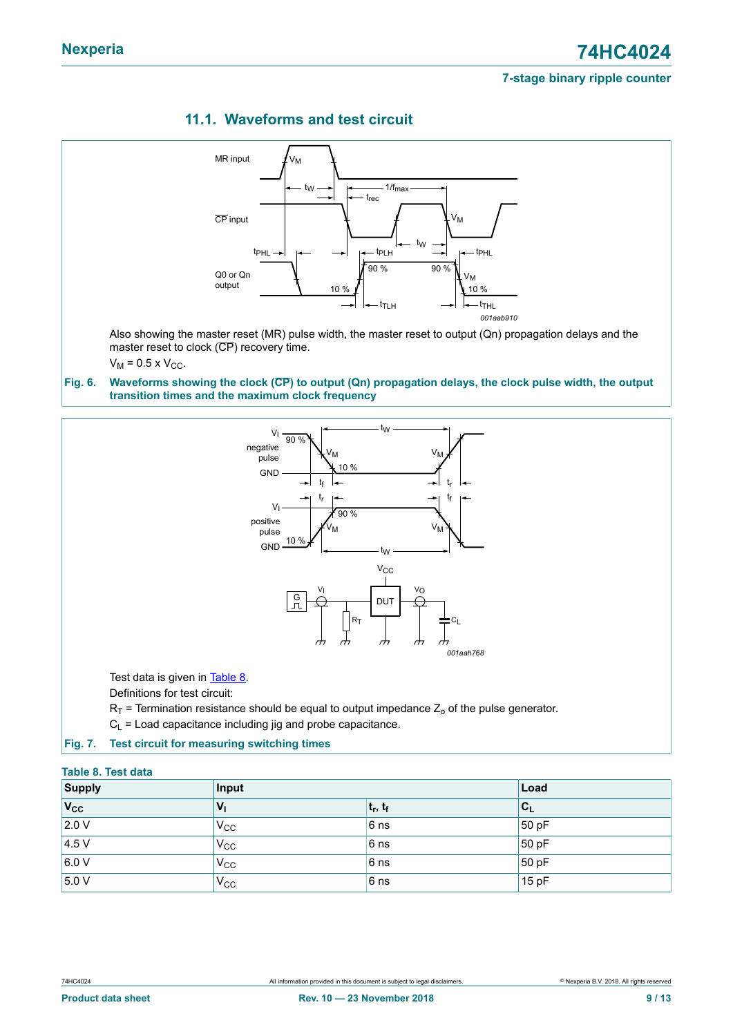## 11.1. Waveforms and test circuit

Also showing the master reset (MR) pulse width, the master reset to output (Qn) propagation delays and the master reset to clock ($\overline{CP}$) recovery time.

$V_M = 0.5 \times V_{CC}$.

**Fig. 6. Waveforms showing the clock ($\overline{CP}$) to output (Qn) propagation delays, the clock pulse width, the output transition times and the maximum clock frequency**

Test data is given in Table 8.

Definitions for test circuit:

$R_T$ = Termination resistance should be equal to output impedance $Z_o$ of the pulse generator.

$C_L$ = Load capacitance including jig and probe capacitance.

**Fig. 7. Test circuit for measuring switching times**

**Table 8. Test data**

| Supply | Input | | Load |
|---|---|---|---|
| $V_{CC}$ | $V_I$ | $t_r$, $t_f$ | $C_L$ |
| 2.0 V | $V_{CC}$ | 6 ns | 50 pF |
| 4.5 V | $V_{CC}$ | 6 ns | 50 pF |
| 6.0 V | $V_{CC}$ | 6 ns | 50 pF |
| 5.0 V | $V_{CC}$ | 6 ns | 15 pF |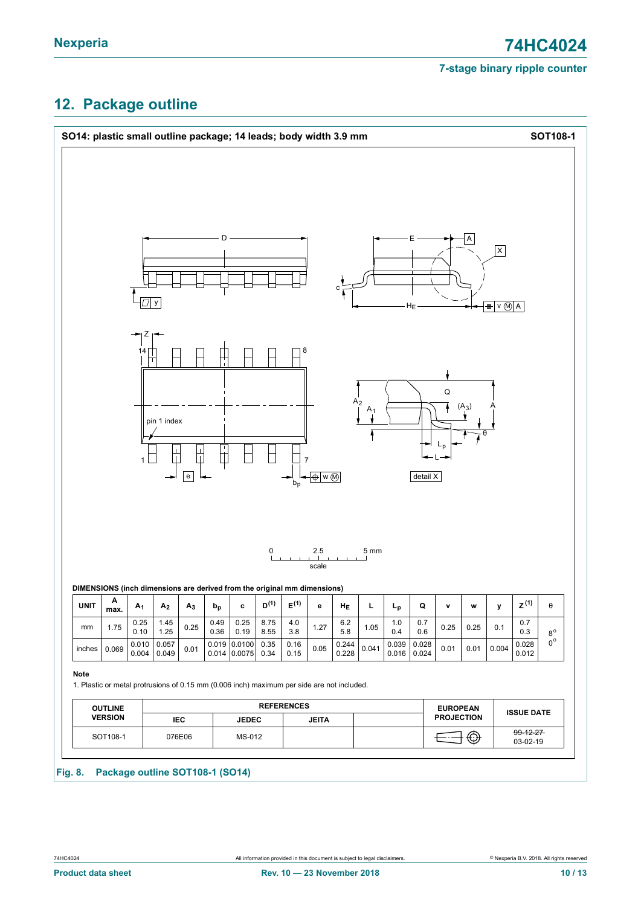## 12. Package outline

**SO14: plastic small outline package; 14 leads; body width 3.9 mm** **SOT108-1**

**DIMENSIONS (inch dimensions are derived from the original mm dimensions)**

| UNIT | A max. | $A_1$ | $A_2$ | $A_3$ | $b_p$ | c | $D^{(1)}$ | $E^{(1)}$ | e | $H_E$ | L | $L_p$ | Q | v | w | y | $Z^{(1)}$ | θ |
|---|---|---|---|---|---|---|---|---|---|---|---|---|---|---|---|---|---|---|
| mm | 1.75 | 0.25<br>0.10 | 1.45<br>1.25 | 0.25 | 0.49<br>0.36 | 0.25<br>0.19 | 8.75<br>8.55 | 4.0<br>3.8 | 1.27 | 6.2<br>5.8 | 1.05 | 1.0<br>0.4 | 0.7<br>0.6 | 0.25 | 0.25 | 0.1 | 0.7<br>0.3 | 8°<br>0° |
| inches | 0.069 | 0.010<br>0.004 | 0.057<br>0.049 | 0.01 | 0.019<br>0.014 | 0.0100<br>0.0075 | 0.35<br>0.34 | 0.16<br>0.15 | 0.05 | 0.244<br>0.228 | 0.041 | 0.039<br>0.016 | 0.028<br>0.024 | 0.01 | 0.01 | 0.004 | 0.028<br>0.012 | |

**Note**

1. Plastic or metal protrusions of 0.15 mm (0.006 inch) maximum per side are not included.

| OUTLINE VERSION | REFERENCES IEC | JEDEC | JEITA | | EUROPEAN PROJECTION | ISSUE DATE |
|---|---|---|---|---|---|---|
| SOT108-1 | 076E06 | MS-012 | | | | ~~99-12-27~~<br>03-02-19 |

**Fig. 8. Package outline SOT108-1 (SO14)**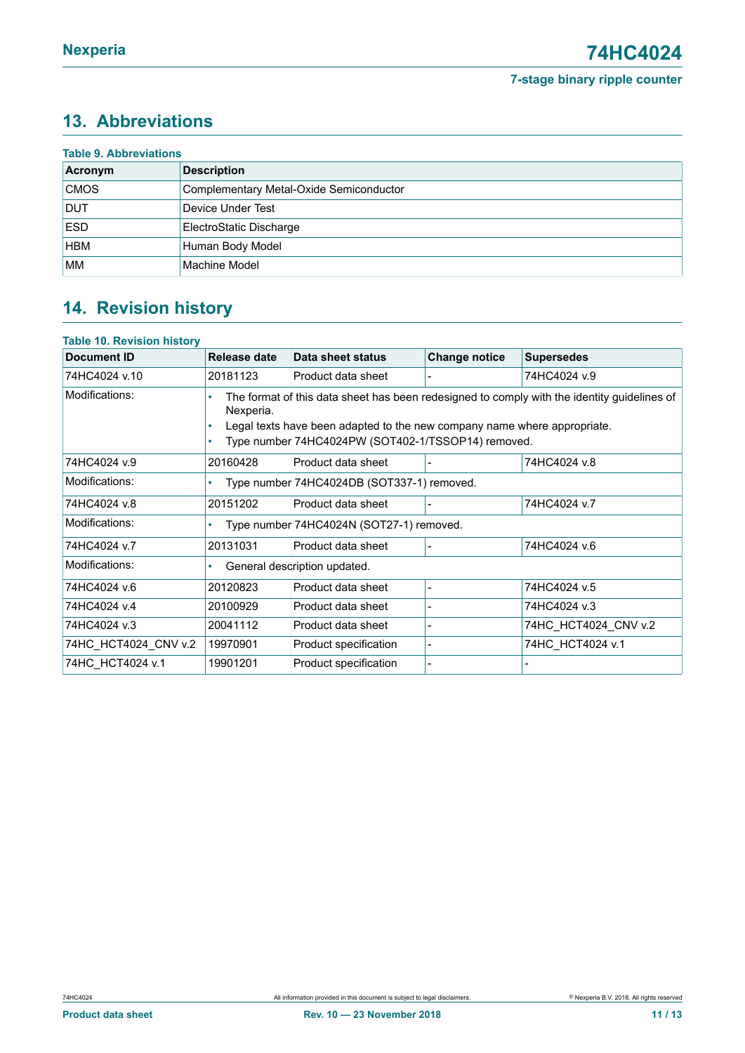## 13. Abbreviations

**Table 9. Abbreviations**

| Acronym | Description |
|---|---|
| CMOS | Complementary Metal-Oxide Semiconductor |
| DUT | Device Under Test |
| ESD | ElectroStatic Discharge |
| HBM | Human Body Model |
| MM | Machine Model |

## 14. Revision history

**Table 10. Revision history**

| Document ID | Release date | Data sheet status | Change notice | Supersedes |
|---|---|---|---|---|
| 74HC4024 v.10 | 20181123 | Product data sheet | - | 74HC4024 v.9 |
| Modifications: | • The format of this data sheet has been redesigned to comply with the identity guidelines of Nexperia.<br>• Legal texts have been adapted to the new company name where appropriate.<br>• Type number 74HC4024PW (SOT402-1/TSSOP14) removed. | | | |
| 74HC4024 v.9 | 20160428 | Product data sheet | - | 74HC4024 v.8 |
| Modifications: | • Type number 74HC4024DB (SOT337-1) removed. | | | |
| 74HC4024 v.8 | 20151202 | Product data sheet | - | 74HC4024 v.7 |
| Modifications: | • Type number 74HC4024N (SOT27-1) removed. | | | |
| 74HC4024 v.7 | 20131031 | Product data sheet | - | 74HC4024 v.6 |
| Modifications: | • General description updated. | | | |
| 74HC4024 v.6 | 20120823 | Product data sheet | - | 74HC4024 v.5 |
| 74HC4024 v.4 | 20100929 | Product data sheet | - | 74HC4024 v.3 |
| 74HC4024 v.3 | 20041112 | Product data sheet | - | 74HC_HCT4024_CNV v.2 |
| 74HC_HCT4024_CNV v.2 | 19970901 | Product specification | - | 74HC_HCT4024 v.1 |
| 74HC_HCT4024 v.1 | 19901201 | Product specification | - | - |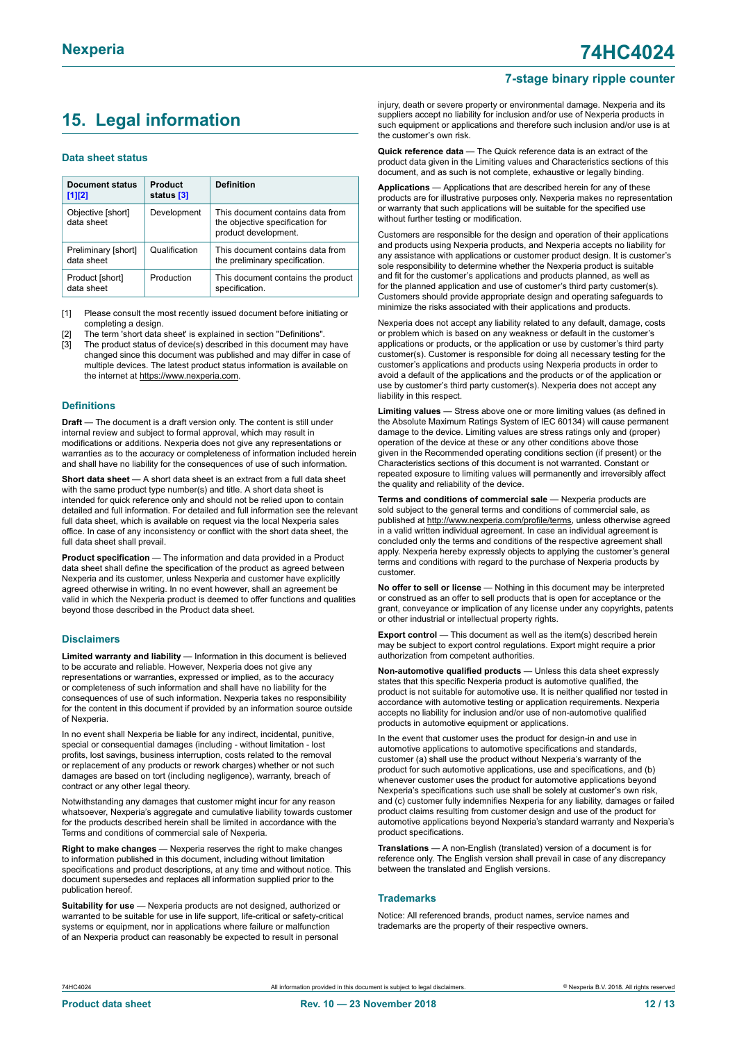## 15. Legal information

### Data sheet status

| Document status [1][2] | Product status [3] | Definition |
|---|---|---|
| Objective [short] data sheet | Development | This document contains data from the objective specification for product development. |
| Preliminary [short] data sheet | Qualification | This document contains data from the preliminary specification. |
| Product [short] data sheet | Production | This document contains the product specification. |

[1] Please consult the most recently issued document before initiating or completing a design.
[2] The term 'short data sheet' is explained in section "Definitions".
[3] The product status of device(s) described in this document may have changed since this document was published and may differ in case of multiple devices. The latest product status information is available on the internet at https://www.nexperia.com.

### Definitions

**Draft** — The document is a draft version only. The content is still under internal review and subject to formal approval, which may result in modifications or additions. Nexperia does not give any representations or warranties as to the accuracy or completeness of information included herein and shall have no liability for the consequences of use of such information.

**Short data sheet** — A short data sheet is an extract from a full data sheet with the same product type number(s) and title. A short data sheet is intended for quick reference only and should not be relied upon to contain detailed and full information. For detailed and full information see the relevant full data sheet, which is available on request via the local Nexperia sales office. In case of any inconsistency or conflict with the short data sheet, the full data sheet shall prevail.

**Product specification** — The information and data provided in a Product data sheet shall define the specification of the product as agreed between Nexperia and its customer, unless Nexperia and customer have explicitly agreed otherwise in writing. In no event however, shall an agreement be valid in which the Nexperia product is deemed to offer functions and qualities beyond those described in the Product data sheet.

### Disclaimers

**Limited warranty and liability** — Information in this document is believed to be accurate and reliable. However, Nexperia does not give any representations or warranties, expressed or implied, as to the accuracy or completeness of such information and shall have no liability for the consequences of use of such information. Nexperia takes no responsibility for the content in this document if provided by an information source outside of Nexperia.

In no event shall Nexperia be liable for any indirect, incidental, punitive, special or consequential damages (including - without limitation - lost profits, lost savings, business interruption, costs related to the removal or replacement of any products or rework charges) whether or not such damages are based on tort (including negligence), warranty, breach of contract or any other legal theory.

Notwithstanding any damages that customer might incur for any reason whatsoever, Nexperia's aggregate and cumulative liability towards customer for the products described herein shall be limited in accordance with the Terms and conditions of commercial sale of Nexperia.

**Right to make changes** — Nexperia reserves the right to make changes to information published in this document, including without limitation specifications and product descriptions, at any time and without notice. This document supersedes and replaces all information supplied prior to the publication hereof.

**Suitability for use** — Nexperia products are not designed, authorized or warranted to be suitable for use in life support, life-critical or safety-critical systems or equipment, nor in applications where failure or malfunction of an Nexperia product can reasonably be expected to result in personal injury, death or severe property or environmental damage. Nexperia and its suppliers accept no liability for inclusion and/or use of Nexperia products in such equipment or applications and therefore such inclusion and/or use is at the customer's own risk.

**Quick reference data** — The Quick reference data is an extract of the product data given in the Limiting values and Characteristics sections of this document, and as such is not complete, exhaustive or legally binding.

**Applications** — Applications that are described herein for any of these products are for illustrative purposes only. Nexperia makes no representation or warranty that such applications will be suitable for the specified use without further testing or modification.

Customers are responsible for the design and operation of their applications and products using Nexperia products, and Nexperia accepts no liability for any assistance with applications or customer product design. It is customer's sole responsibility to determine whether the Nexperia product is suitable and fit for the customer's applications and products planned, as well as for the planned application and use of customer's third party customer(s). Customers should provide appropriate design and operating safeguards to minimize the risks associated with their applications and products.

Nexperia does not accept any liability related to any default, damage, costs or problem which is based on any weakness or default in the customer's applications or products, or the application or use by customer's third party customer(s). Customer is responsible for doing all necessary testing for the customer's applications and products using Nexperia products in order to avoid a default of the applications and the products or of the application or use by customer's third party customer(s). Nexperia does not accept any liability in this respect.

**Limiting values** — Stress above one or more limiting values (as defined in the Absolute Maximum Ratings System of IEC 60134) will cause permanent damage to the device. Limiting values are stress ratings only and (proper) operation of the device at these or any other conditions above those given in the Recommended operating conditions section (if present) or the Characteristics sections of this document is not warranted. Constant or repeated exposure to limiting values will permanently and irreversibly affect the quality and reliability of the device.

**Terms and conditions of commercial sale** — Nexperia products are sold subject to the general terms and conditions of commercial sale, as published at http://www.nexperia.com/profile/terms, unless otherwise agreed in a valid written individual agreement. In case an individual agreement is concluded only the terms and conditions of the respective agreement shall apply. Nexperia hereby expressly objects to applying the customer's general terms and conditions with regard to the purchase of Nexperia products by customer.

**No offer to sell or license** — Nothing in this document may be interpreted or construed as an offer to sell products that is open for acceptance or the grant, conveyance or implication of any license under any copyrights, patents or other industrial or intellectual property rights.

**Export control** — This document as well as the item(s) described herein may be subject to export control regulations. Export might require a prior authorization from competent authorities.

**Non-automotive qualified products** — Unless this data sheet expressly states that this specific Nexperia product is automotive qualified, the product is not suitable for automotive use. It is neither qualified nor tested in accordance with automotive testing or application requirements. Nexperia accepts no liability for inclusion and/or use of non-automotive qualified products in automotive equipment or applications.

In the event that customer uses the product for design-in and use in automotive applications to automotive specifications and standards, customer (a) shall use the product without Nexperia's warranty of the product for such automotive applications, use and specifications, and (b) whenever customer uses the product for automotive applications beyond Nexperia's specifications such use shall be solely at customer's own risk, and (c) customer fully indemnifies Nexperia for any liability, damages or failed product claims resulting from customer design and use of the product for automotive applications beyond Nexperia's standard warranty and Nexperia's product specifications.

**Translations** — A non-English (translated) version of a document is for reference only. The English version shall prevail in case of any discrepancy between the translated and English versions.

### Trademarks

Notice: All referenced brands, product names, service names and trademarks are the property of their respective owners.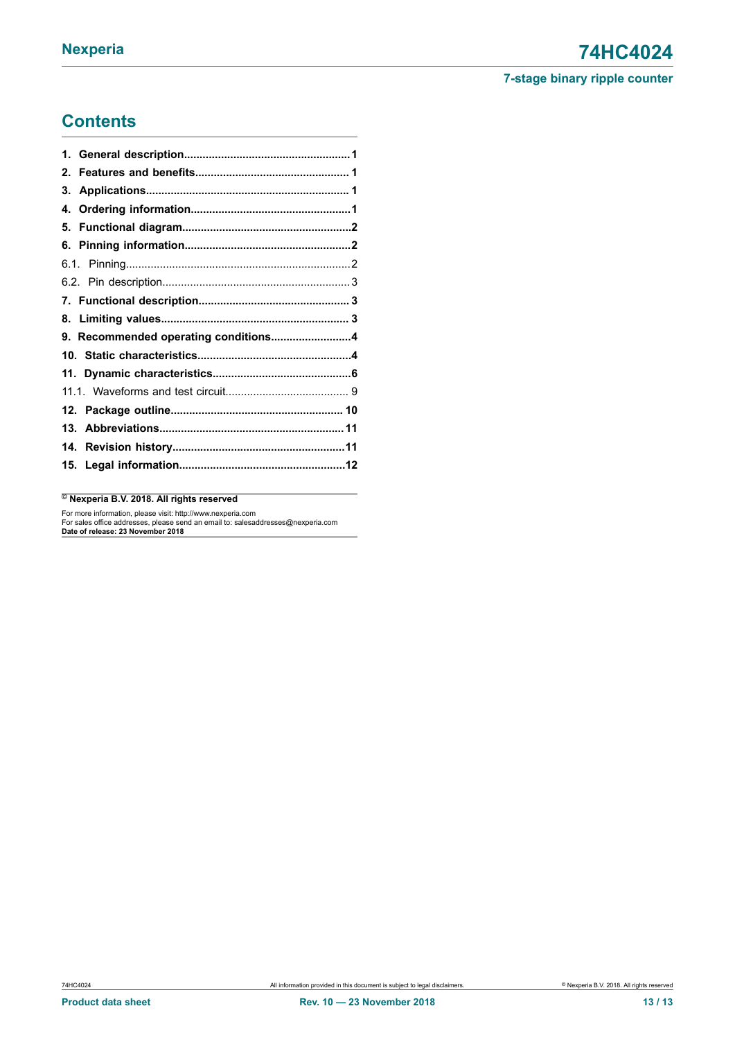## Contents

**1. General description** ..................................................... 1
**2. Features and benefits** ................................................. 1
**3. Applications** ................................................................. 1
**4. Ordering information** ................................................... 1
**5. Functional diagram** ...................................................... 2
**6. Pinning information** ..................................................... 2
6.1. Pinning ........................................................................ 2
6.2. Pin description ............................................................ 3
**7. Functional description** ................................................. 3
**8. Limiting values** ............................................................ 3
**9. Recommended operating conditions** .......................... 4
**10. Static characteristics** ................................................. 4
**11. Dynamic characteristics** ............................................ 6
11.1. Waveforms and test circuit ........................................ 9
**12. Package outline** ....................................................... 10
**13. Abbreviations** ........................................................... 11
**14. Revision history** ....................................................... 11
**15. Legal information** ..................................................... 12

**© Nexperia B.V. 2018. All rights reserved**

For more information, please visit: http://www.nexperia.com
For sales office addresses, please send an email to: salesaddresses@nexperia.com
**Date of release: 23 November 2018**